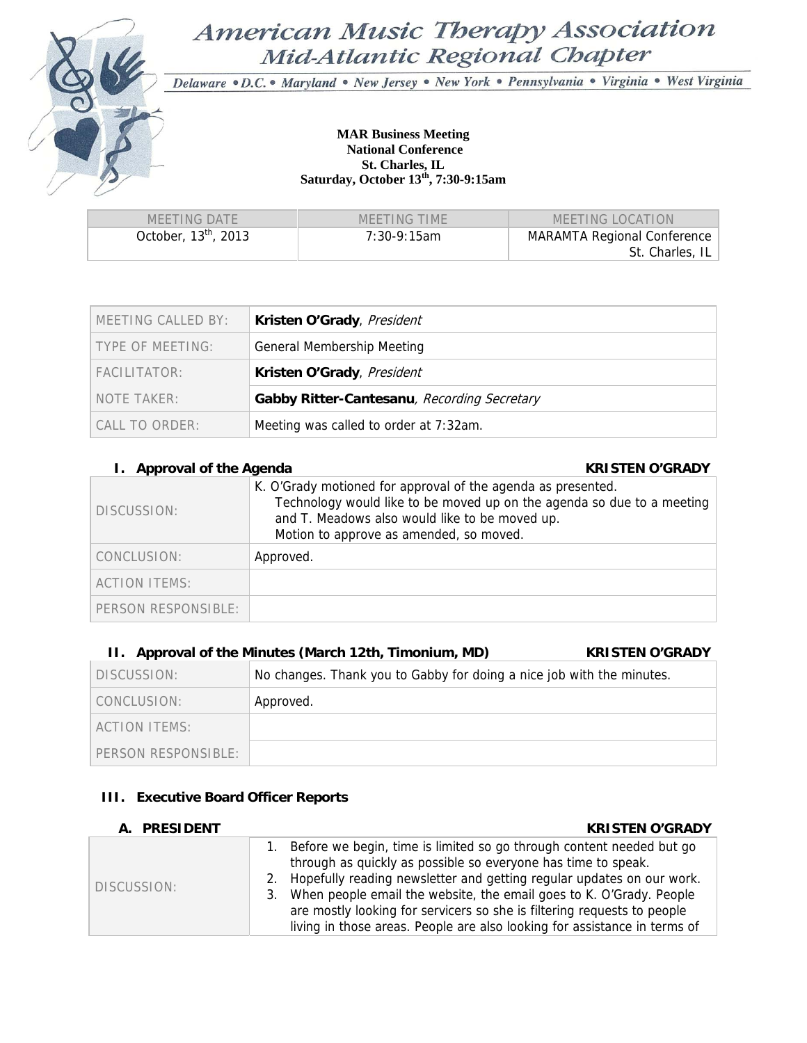# American Music Therapy Association
## Mid-Atlantic Regional Chapter

*Delaware • D.C. • Maryland • New Jersey • New York • Pennsylvania • Virginia • West Virginia*

**MAR Business Meeting**
**National Conference**
**St. Charles, IL**
**Saturday, October 13th, 7:30-9:15am**

| MEETING DATE | MEETING TIME | MEETING LOCATION |
|---|---|---|
| October, 13th, 2013 | 7:30-9:15am | MARAMTA Regional Conference St. Charles, IL |

| | |
|---|---|
| MEETING CALLED BY: | **Kristen O'Grady**, *President* |
| TYPE OF MEETING: | General Membership Meeting |
| FACILITATOR: | **Kristen O'Grady**, *President* |
| NOTE TAKER: | **Gabby Ritter-Cantesanu**, *Recording Secretary* |
| CALL TO ORDER: | Meeting was called to order at 7:32am. |

### I. Approval of the Agenda — KRISTEN O'GRADY

| | |
|---|---|
| DISCUSSION: | K. O'Grady motioned for approval of the agenda as presented. Technology would like to be moved up on the agenda so due to a meeting and T. Meadows also would like to be moved up. Motion to approve as amended, so moved. |
| CONCLUSION: | Approved. |
| ACTION ITEMS: | |
| PERSON RESPONSIBLE: | |

### II. Approval of the Minutes (March 12th, Timonium, MD) — KRISTEN O'GRADY

| | |
|---|---|
| DISCUSSION: | No changes. Thank you to Gabby for doing a nice job with the minutes. |
| CONCLUSION: | Approved. |
| ACTION ITEMS: | |
| PERSON RESPONSIBLE: | |

### III. Executive Board Officer Reports

#### A. PRESIDENT — KRISTEN O'GRADY

| | |
|---|---|
| DISCUSSION: | 1. Before we begin, time is limited so go through content needed but go through as quickly as possible so everyone has time to speak. 2. Hopefully reading newsletter and getting regular updates on our work. 3. When people email the website, the email goes to K. O'Grady. People are mostly looking for servicers so she is filtering requests to people living in those areas. People are also looking for assistance in terms of |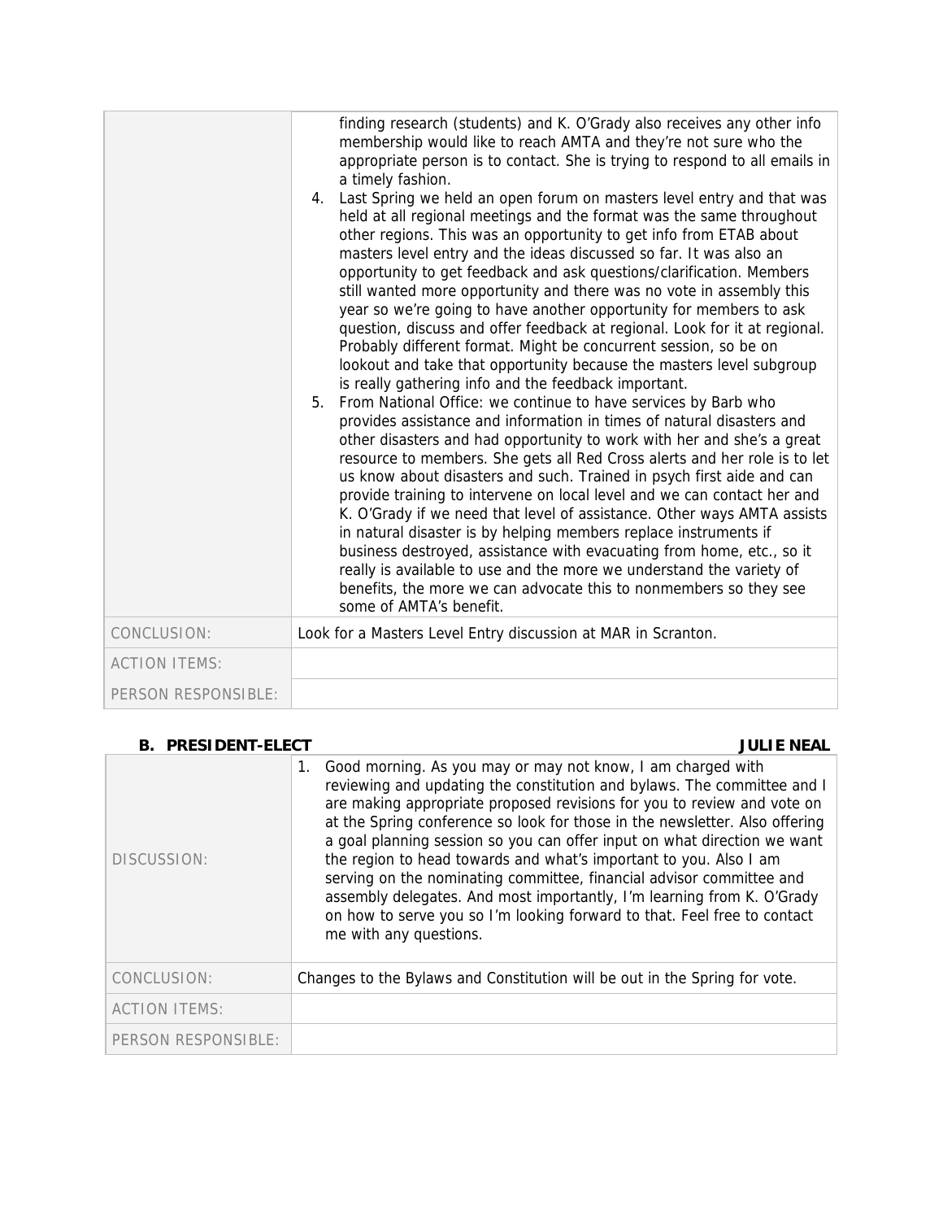| | |
|---|---|
| | finding research (students) and K. O'Grady also receives any other info membership would like to reach AMTA and they're not sure who the appropriate person is to contact. She is trying to respond to all emails in a timely fashion.<br>4. Last Spring we held an open forum on masters level entry and that was held at all regional meetings and the format was the same throughout other regions. This was an opportunity to get info from ETAB about masters level entry and the ideas discussed so far. It was also an opportunity to get feedback and ask questions/clarification. Members still wanted more opportunity and there was no vote in assembly this year so we're going to have another opportunity for members to ask question, discuss and offer feedback at regional. Look for it at regional. Probably different format. Might be concurrent session, so be on lookout and take that opportunity because the masters level subgroup is really gathering info and the feedback important.<br>5. From National Office: we continue to have services by Barb who provides assistance and information in times of natural disasters and other disasters and had opportunity to work with her and she's a great resource to members. She gets all Red Cross alerts and her role is to let us know about disasters and such. Trained in psych first aide and can provide training to intervene on local level and we can contact her and K. O'Grady if we need that level of assistance. Other ways AMTA assists in natural disaster is by helping members replace instruments if business destroyed, assistance with evacuating from home, etc., so it really is available to use and the more we understand the variety of benefits, the more we can advocate this to nonmembers so they see some of AMTA's benefit. |
| CONCLUSION: | Look for a Masters Level Entry discussion at MAR in Scranton. |
| ACTION ITEMS: | |
| PERSON RESPONSIBLE: | |

**B. PRESIDENT-ELECT** **JULIE NEAL**

| | |
|---|---|
| DISCUSSION: | 1. Good morning. As you may or may not know, I am charged with reviewing and updating the constitution and bylaws. The committee and I are making appropriate proposed revisions for you to review and vote on at the Spring conference so look for those in the newsletter. Also offering a goal planning session so you can offer input on what direction we want the region to head towards and what's important to you. Also I am serving on the nominating committee, financial advisor committee and assembly delegates. And most importantly, I'm learning from K. O'Grady on how to serve you so I'm looking forward to that. Feel free to contact me with any questions. |
| CONCLUSION: | Changes to the Bylaws and Constitution will be out in the Spring for vote. |
| ACTION ITEMS: | |
| PERSON RESPONSIBLE: | |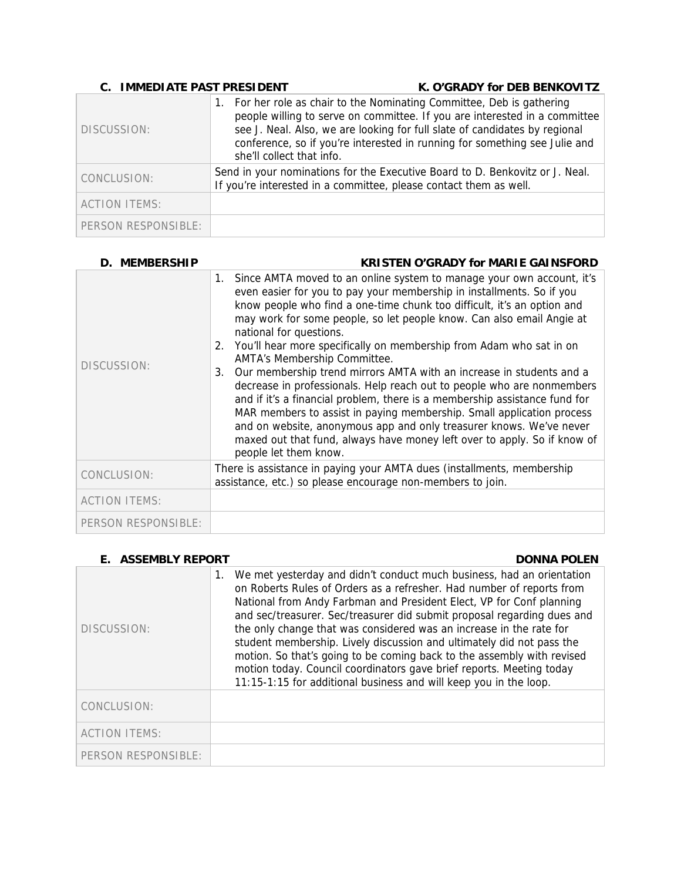## C. IMMEDIATE PAST PRESIDENT — K. O'GRADY for DEB BENKOVITZ

| | |
|---|---|
| DISCUSSION: | 1. For her role as chair to the Nominating Committee, Deb is gathering people willing to serve on committee. If you are interested in a committee see J. Neal. Also, we are looking for full slate of candidates by regional conference, so if you're interested in running for something see Julie and she'll collect that info. |
| CONCLUSION: | Send in your nominations for the Executive Board to D. Benkovitz or J. Neal. If you're interested in a committee, please contact them as well. |
| ACTION ITEMS: | |
| PERSON RESPONSIBLE: | |

## D. MEMBERSHIP — KRISTEN O'GRADY for MARIE GAINSFORD

| | |
|---|---|
| DISCUSSION: | 1. Since AMTA moved to an online system to manage your own account, it's even easier for you to pay your membership in installments. So if you know people who find a one-time chunk too difficult, it's an option and may work for some people, so let people know. Can also email Angie at national for questions.<br>2. You'll hear more specifically on membership from Adam who sat in on AMTA's Membership Committee.<br>3. Our membership trend mirrors AMTA with an increase in students and a decrease in professionals. Help reach out to people who are nonmembers and if it's a financial problem, there is a membership assistance fund for MAR members to assist in paying membership. Small application process and on website, anonymous app and only treasurer knows. We've never maxed out that fund, always have money left over to apply. So if know of people let them know. |
| CONCLUSION: | There is assistance in paying your AMTA dues (installments, membership assistance, etc.) so please encourage non-members to join. |
| ACTION ITEMS: | |
| PERSON RESPONSIBLE: | |

## E. ASSEMBLY REPORT — DONNA POLEN

| | |
|---|---|
| DISCUSSION: | 1. We met yesterday and didn't conduct much business, had an orientation on Roberts Rules of Orders as a refresher. Had number of reports from National from Andy Farbman and President Elect, VP for Conf planning and sec/treasurer. Sec/treasurer did submit proposal regarding dues and the only change that was considered was an increase in the rate for student membership. Lively discussion and ultimately did not pass the motion. So that's going to be coming back to the assembly with revised motion today. Council coordinators gave brief reports. Meeting today 11:15-1:15 for additional business and will keep you in the loop. |
| CONCLUSION: | |
| ACTION ITEMS: | |
| PERSON RESPONSIBLE: | |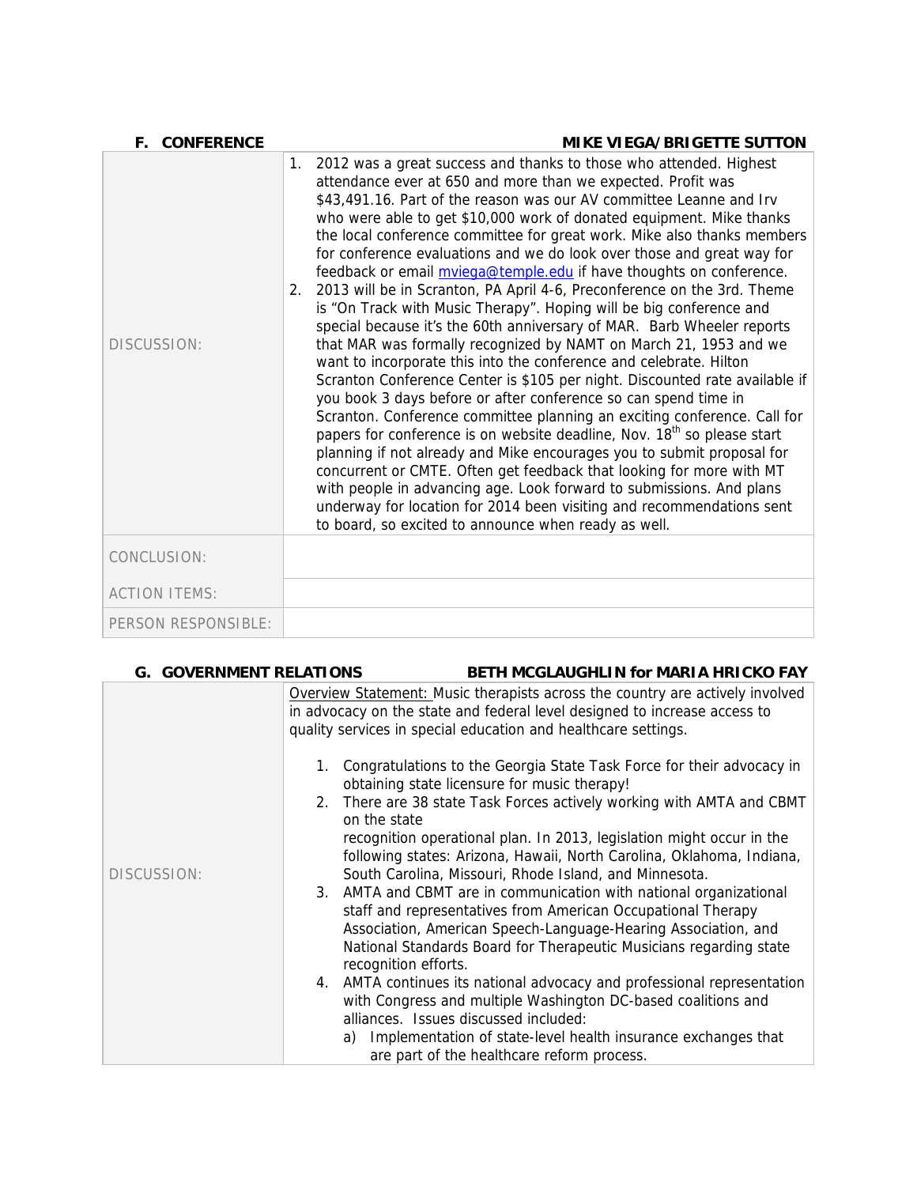### F. CONFERENCE — MIKE VIEGA/BRIGETTE SUTTON

| | |
|---|---|
| DISCUSSION: | 1. 2012 was a great success and thanks to those who attended. Highest attendance ever at 650 and more than we expected. Profit was $43,491.16. Part of the reason was our AV committee Leanne and Irv who were able to get $10,000 work of donated equipment. Mike thanks the local conference committee for great work. Mike also thanks members for conference evaluations and we do look over those and great way for feedback or email mviega@temple.edu if have thoughts on conference.<br>2. 2013 will be in Scranton, PA April 4-6, Preconference on the 3rd. Theme is "On Track with Music Therapy". Hoping will be big conference and special because it's the 60th anniversary of MAR. Barb Wheeler reports that MAR was formally recognized by NAMT on March 21, 1953 and we want to incorporate this into the conference and celebrate. Hilton Scranton Conference Center is $105 per night. Discounted rate available if you book 3 days before or after conference so can spend time in Scranton. Conference committee planning an exciting conference. Call for papers for conference is on website deadline, Nov. 18th so please start planning if not already and Mike encourages you to submit proposal for concurrent or CMTE. Often get feedback that looking for more with MT with people in advancing age. Look forward to submissions. And plans underway for location for 2014 been visiting and recommendations sent to board, so excited to announce when ready as well. |
| CONCLUSION: | |
| ACTION ITEMS: | |
| PERSON RESPONSIBLE: | |

### G. GOVERNMENT RELATIONS — BETH MCGLAUGHLIN for MARIA HRICKO FAY

| | |
|---|---|
| DISCUSSION: | Overview Statement: Music therapists across the country are actively involved in advocacy on the state and federal level designed to increase access to quality services in special education and healthcare settings.<br><br>1. Congratulations to the Georgia State Task Force for their advocacy in obtaining state licensure for music therapy!<br>2. There are 38 state Task Forces actively working with AMTA and CBMT on the state recognition operational plan. In 2013, legislation might occur in the following states: Arizona, Hawaii, North Carolina, Oklahoma, Indiana, South Carolina, Missouri, Rhode Island, and Minnesota.<br>3. AMTA and CBMT are in communication with national organizational staff and representatives from American Occupational Therapy Association, American Speech-Language-Hearing Association, and National Standards Board for Therapeutic Musicians regarding state recognition efforts.<br>4. AMTA continues its national advocacy and professional representation with Congress and multiple Washington DC-based coalitions and alliances. Issues discussed included:<br>a) Implementation of state-level health insurance exchanges that are part of the healthcare reform process. |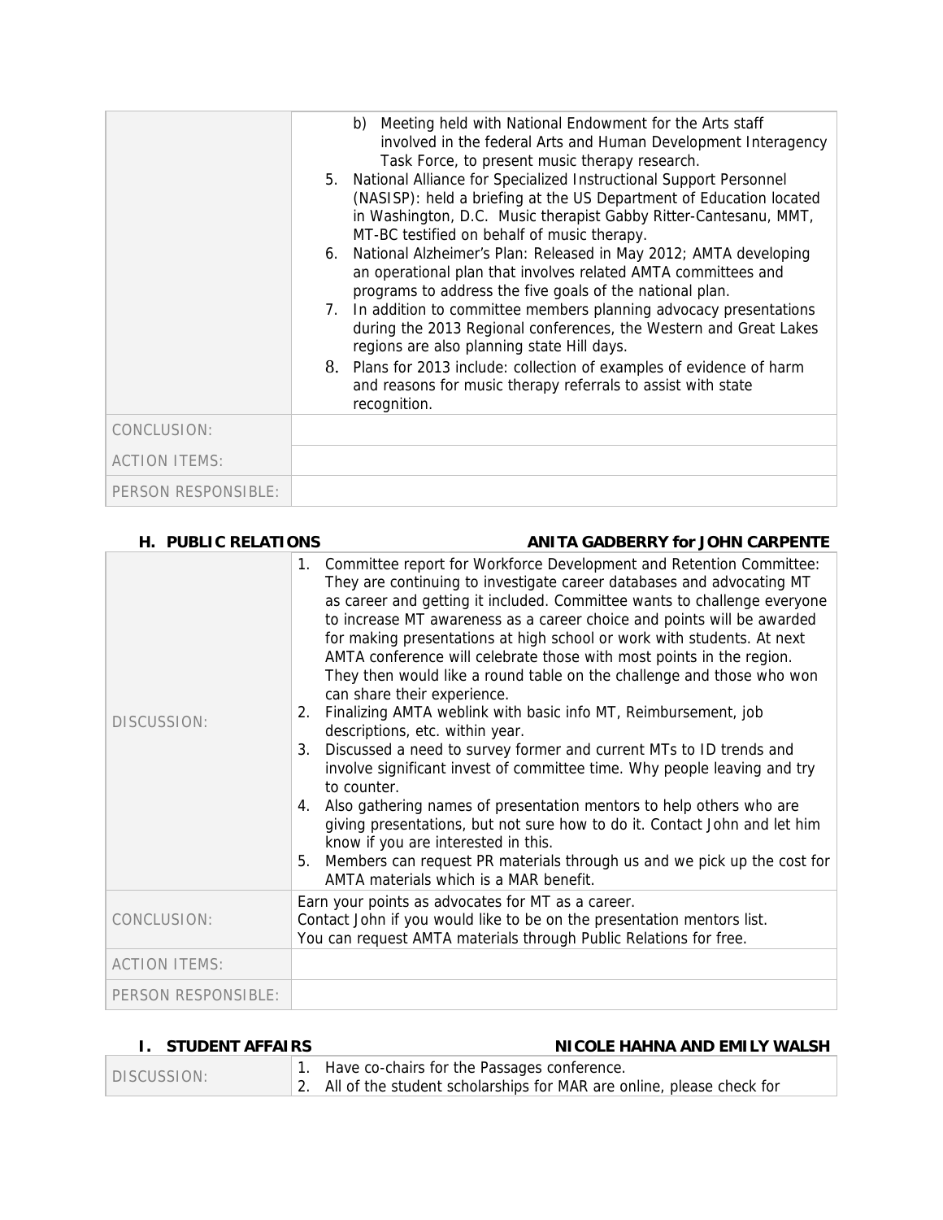| | |
|---|---|
| | b) Meeting held with National Endowment for the Arts staff involved in the federal Arts and Human Development Interagency Task Force, to present music therapy research.<br>5. National Alliance for Specialized Instructional Support Personnel (NASISP): held a briefing at the US Department of Education located in Washington, D.C. Music therapist Gabby Ritter-Cantesanu, MMT, MT-BC testified on behalf of music therapy.<br>6. National Alzheimer's Plan: Released in May 2012; AMTA developing an operational plan that involves related AMTA committees and programs to address the five goals of the national plan.<br>7. In addition to committee members planning advocacy presentations during the 2013 Regional conferences, the Western and Great Lakes regions are also planning state Hill days.<br>8. Plans for 2013 include: collection of examples of evidence of harm and reasons for music therapy referrals to assist with state recognition. |
| CONCLUSION: | |
| ACTION ITEMS: | |
| PERSON RESPONSIBLE: | |

### H. PUBLIC RELATIONS — ANITA GADBERRY for JOHN CARPENTE

| | |
|---|---|
| DISCUSSION: | 1. Committee report for Workforce Development and Retention Committee: They are continuing to investigate career databases and advocating MT as career and getting it included. Committee wants to challenge everyone to increase MT awareness as a career choice and points will be awarded for making presentations at high school or work with students. At next AMTA conference will celebrate those with most points in the region. They then would like a round table on the challenge and those who won can share their experience.<br>2. Finalizing AMTA weblink with basic info MT, Reimbursement, job descriptions, etc. within year.<br>3. Discussed a need to survey former and current MTs to ID trends and involve significant invest of committee time. Why people leaving and try to counter.<br>4. Also gathering names of presentation mentors to help others who are giving presentations, but not sure how to do it. Contact John and let him know if you are interested in this.<br>5. Members can request PR materials through us and we pick up the cost for AMTA materials which is a MAR benefit. |
| CONCLUSION: | Earn your points as advocates for MT as a career.<br>Contact John if you would like to be on the presentation mentors list.<br>You can request AMTA materials through Public Relations for free. |
| ACTION ITEMS: | |
| PERSON RESPONSIBLE: | |

### I. STUDENT AFFAIRS — NICOLE HAHNA AND EMILY WALSH

| | |
|---|---|
| DISCUSSION: | 1. Have co-chairs for the Passages conference.<br>2. All of the student scholarships for MAR are online, please check for |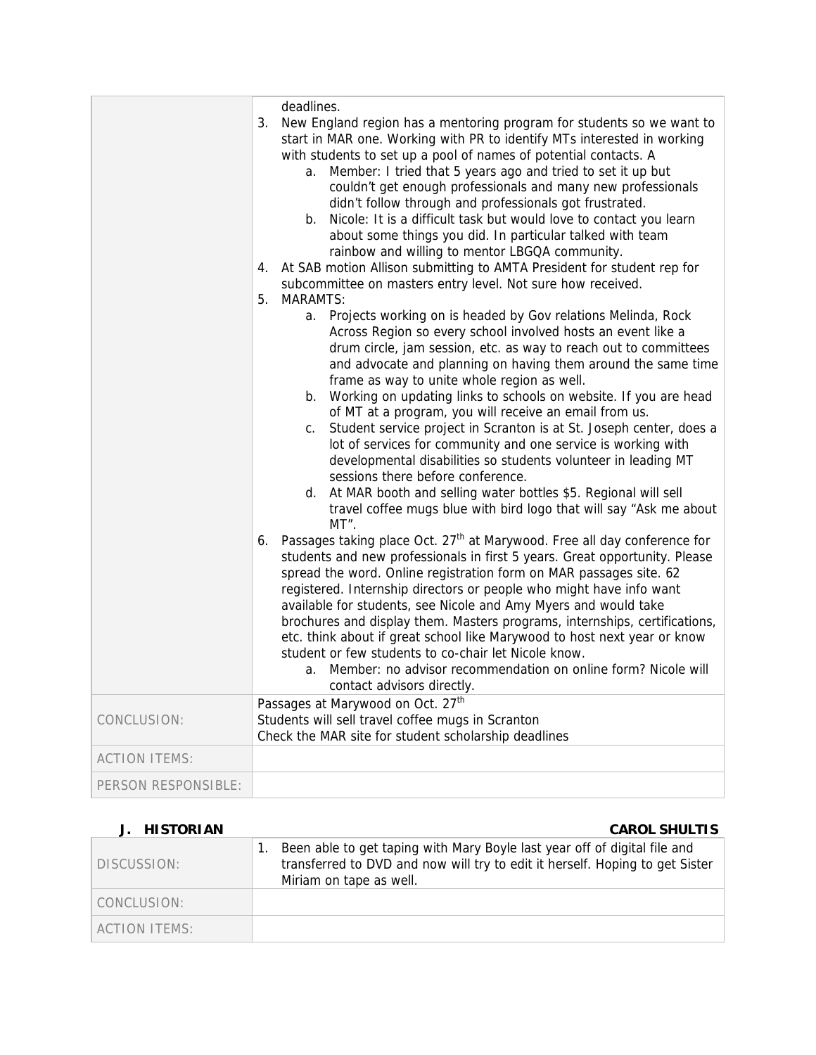| | |
|---|---|
| | deadlines.<br>3. New England region has a mentoring program for students so we want to start in MAR one. Working with PR to identify MTs interested in working with students to set up a pool of names of potential contacts. A<br>a. Member: I tried that 5 years ago and tried to set it up but couldn't get enough professionals and many new professionals didn't follow through and professionals got frustrated.<br>b. Nicole: It is a difficult task but would love to contact you learn about some things you did. In particular talked with team rainbow and willing to mentor LBGQA community.<br>4. At SAB motion Allison submitting to AMTA President for student rep for subcommittee on masters entry level. Not sure how received.<br>5. MARAMTS:<br>a. Projects working on is headed by Gov relations Melinda, Rock Across Region so every school involved hosts an event like a drum circle, jam session, etc. as way to reach out to committees and advocate and planning on having them around the same time frame as way to unite whole region as well.<br>b. Working on updating links to schools on website. If you are head of MT at a program, you will receive an email from us.<br>c. Student service project in Scranton is at St. Joseph center, does a lot of services for community and one service is working with developmental disabilities so students volunteer in leading MT sessions there before conference.<br>d. At MAR booth and selling water bottles $5. Regional will sell travel coffee mugs blue with bird logo that will say "Ask me about MT".<br>6. Passages taking place Oct. 27th at Marywood. Free all day conference for students and new professionals in first 5 years. Great opportunity. Please spread the word. Online registration form on MAR passages site. 62 registered. Internship directors or people who might have info want available for students, see Nicole and Amy Myers and would take brochures and display them. Masters programs, internships, certifications, etc. think about if great school like Marywood to host next year or know student or few students to co-chair let Nicole know.<br>a. Member: no advisor recommendation on online form? Nicole will contact advisors directly. |
| CONCLUSION: | Passages at Marywood on Oct. 27th<br>Students will sell travel coffee mugs in Scranton<br>Check the MAR site for student scholarship deadlines |
| ACTION ITEMS: | |
| PERSON RESPONSIBLE: | |

## J. HISTORIAN — CAROL SHULTIS

| | |
|---|---|
| DISCUSSION: | 1. Been able to get taping with Mary Boyle last year off of digital file and transferred to DVD and now will try to edit it herself. Hoping to get Sister Miriam on tape as well. |
| CONCLUSION: | |
| ACTION ITEMS: | |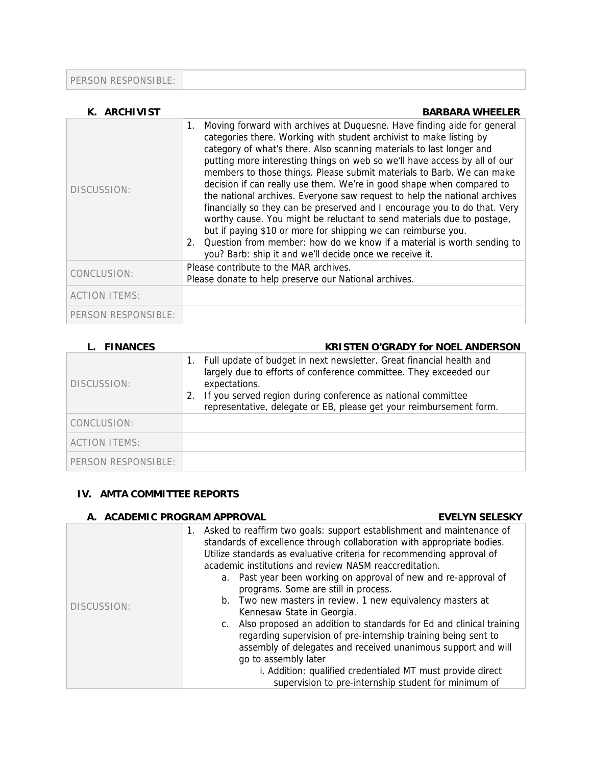| PERSON RESPONSIBLE: | |
|---|---|

### K. ARCHIVIST — BARBARA WHEELER

| | |
|---|---|
| DISCUSSION: | 1. Moving forward with archives at Duquesne. Have finding aide for general categories there. Working with student archivist to make listing by category of what's there. Also scanning materials to last longer and putting more interesting things on web so we'll have access by all of our members to those things. Please submit materials to Barb. We can make decision if can really use them. We're in good shape when compared to the national archives. Everyone saw request to help the national archives financially so they can be preserved and I encourage you to do that. Very worthy cause. You might be reluctant to send materials due to postage, but if paying $10 or more for shipping we can reimburse you. 2. Question from member: how do we know if a material is worth sending to you? Barb: ship it and we'll decide once we receive it. |
| CONCLUSION: | Please contribute to the MAR archives. Please donate to help preserve our National archives. |
| ACTION ITEMS: | |
| PERSON RESPONSIBLE: | |

### L. FINANCES — KRISTEN O'GRADY for NOEL ANDERSON

| | |
|---|---|
| DISCUSSION: | 1. Full update of budget in next newsletter. Great financial health and largely due to efforts of conference committee. They exceeded our expectations. 2. If you served region during conference as national committee representative, delegate or EB, please get your reimbursement form. |
| CONCLUSION: | |
| ACTION ITEMS: | |
| PERSON RESPONSIBLE: | |

## IV. AMTA COMMITTEE REPORTS

### A. ACADEMIC PROGRAM APPROVAL — EVELYN SELESKY

| | |
|---|---|
| DISCUSSION: | 1. Asked to reaffirm two goals: support establishment and maintenance of standards of excellence through collaboration with appropriate bodies. Utilize standards as evaluative criteria for recommending approval of academic institutions and review NASM reaccreditation. a. Past year been working on approval of new and re-approval of programs. Some are still in process. b. Two new masters in review. 1 new equivalency masters at Kennesaw State in Georgia. c. Also proposed an addition to standards for Ed and clinical training regarding supervision of pre-internship training being sent to assembly of delegates and received unanimous support and will go to assembly later i. Addition: qualified credentialed MT must provide direct supervision to pre-internship student for minimum of |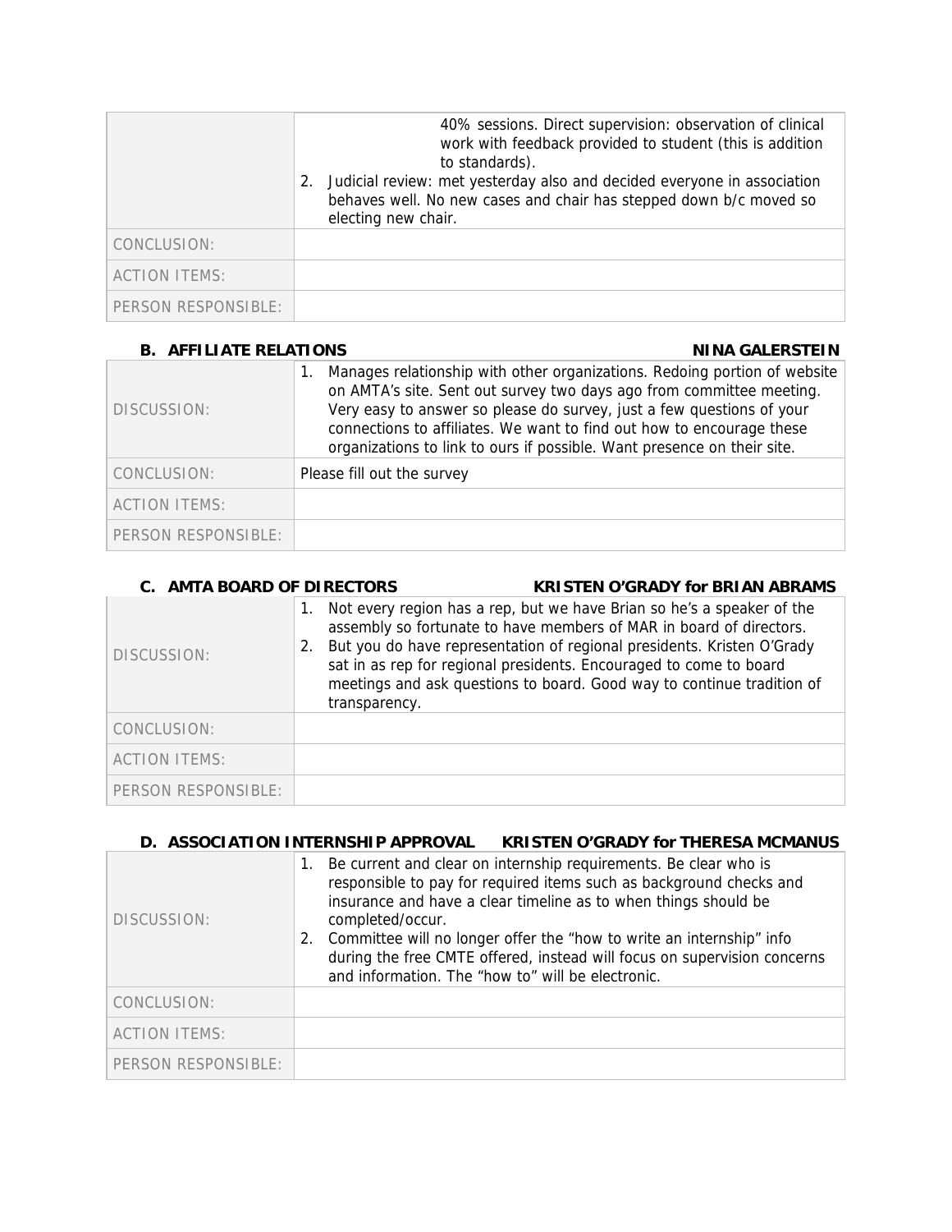| | |
|---|---|
| | 40% sessions. Direct supervision: observation of clinical work with feedback provided to student (this is addition to standards).<br>2. Judicial review: met yesterday also and decided everyone in association behaves well. No new cases and chair has stepped down b/c moved so electing new chair. |
| CONCLUSION: | |
| ACTION ITEMS: | |
| PERSON RESPONSIBLE: | |

**B. AFFILIATE RELATIONS** **NINA GALERSTEIN**

| | |
|---|---|
| DISCUSSION: | 1. Manages relationship with other organizations. Redoing portion of website on AMTA's site. Sent out survey two days ago from committee meeting. Very easy to answer so please do survey, just a few questions of your connections to affiliates. We want to find out how to encourage these organizations to link to ours if possible. Want presence on their site. |
| CONCLUSION: | Please fill out the survey |
| ACTION ITEMS: | |
| PERSON RESPONSIBLE: | |

**C. AMTA BOARD OF DIRECTORS** **KRISTEN O'GRADY for BRIAN ABRAMS**

| | |
|---|---|
| DISCUSSION: | 1. Not every region has a rep, but we have Brian so he's a speaker of the assembly so fortunate to have members of MAR in board of directors.<br>2. But you do have representation of regional presidents. Kristen O'Grady sat in as rep for regional presidents. Encouraged to come to board meetings and ask questions to board. Good way to continue tradition of transparency. |
| CONCLUSION: | |
| ACTION ITEMS: | |
| PERSON RESPONSIBLE: | |

**D. ASSOCIATION INTERNSHIP APPROVAL** **KRISTEN O'GRADY for THERESA MCMANUS**

| | |
|---|---|
| DISCUSSION: | 1. Be current and clear on internship requirements. Be clear who is responsible to pay for required items such as background checks and insurance and have a clear timeline as to when things should be completed/occur.<br>2. Committee will no longer offer the "how to write an internship" info during the free CMTE offered, instead will focus on supervision concerns and information. The "how to" will be electronic. |
| CONCLUSION: | |
| ACTION ITEMS: | |
| PERSON RESPONSIBLE: | |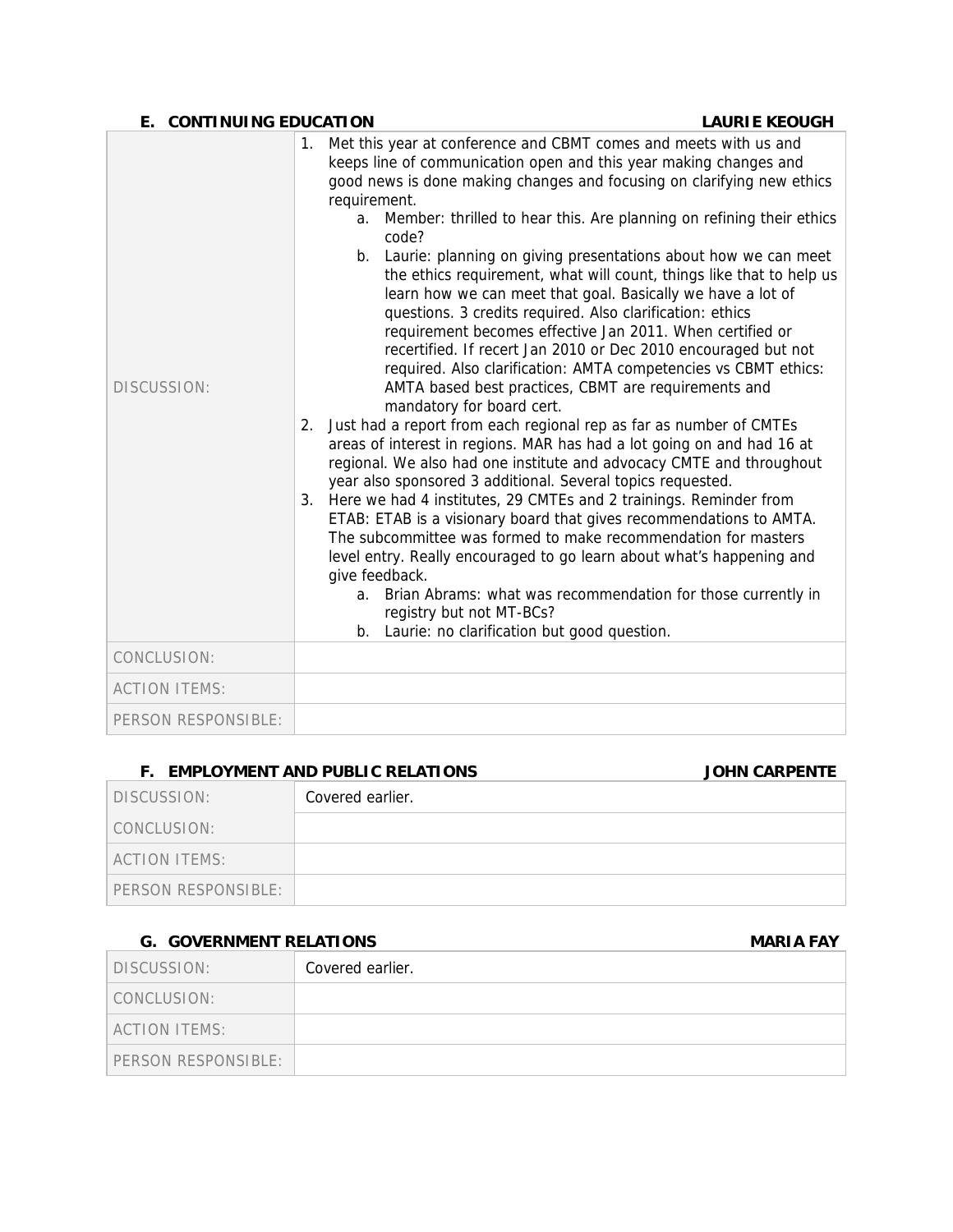### E. CONTINUING EDUCATION — LAURIE KEOUGH

| | |
|---|---|
| DISCUSSION: | 1. Met this year at conference and CBMT comes and meets with us and keeps line of communication open and this year making changes and good news is done making changes and focusing on clarifying new ethics requirement.<br>a. Member: thrilled to hear this. Are planning on refining their ethics code?<br>b. Laurie: planning on giving presentations about how we can meet the ethics requirement, what will count, things like that to help us learn how we can meet that goal. Basically we have a lot of questions. 3 credits required. Also clarification: ethics requirement becomes effective Jan 2011. When certified or recertified. If recert Jan 2010 or Dec 2010 encouraged but not required. Also clarification: AMTA competencies vs CBMT ethics: AMTA based best practices, CBMT are requirements and mandatory for board cert.<br>2. Just had a report from each regional rep as far as number of CMTEs areas of interest in regions. MAR has had a lot going on and had 16 at regional. We also had one institute and advocacy CMTE and throughout year also sponsored 3 additional. Several topics requested.<br>3. Here we had 4 institutes, 29 CMTEs and 2 trainings. Reminder from ETAB: ETAB is a visionary board that gives recommendations to AMTA. The subcommittee was formed to make recommendation for masters level entry. Really encouraged to go learn about what's happening and give feedback.<br>a. Brian Abrams: what was recommendation for those currently in registry but not MT-BCs?<br>b. Laurie: no clarification but good question. |
| CONCLUSION: | |
| ACTION ITEMS: | |
| PERSON RESPONSIBLE: | |

### F. EMPLOYMENT AND PUBLIC RELATIONS — JOHN CARPENTE

| | |
|---|---|
| DISCUSSION: | Covered earlier. |
| CONCLUSION: | |
| ACTION ITEMS: | |
| PERSON RESPONSIBLE: | |

### G. GOVERNMENT RELATIONS — MARIA FAY

| | |
|---|---|
| DISCUSSION: | Covered earlier. |
| CONCLUSION: | |
| ACTION ITEMS: | |
| PERSON RESPONSIBLE: | |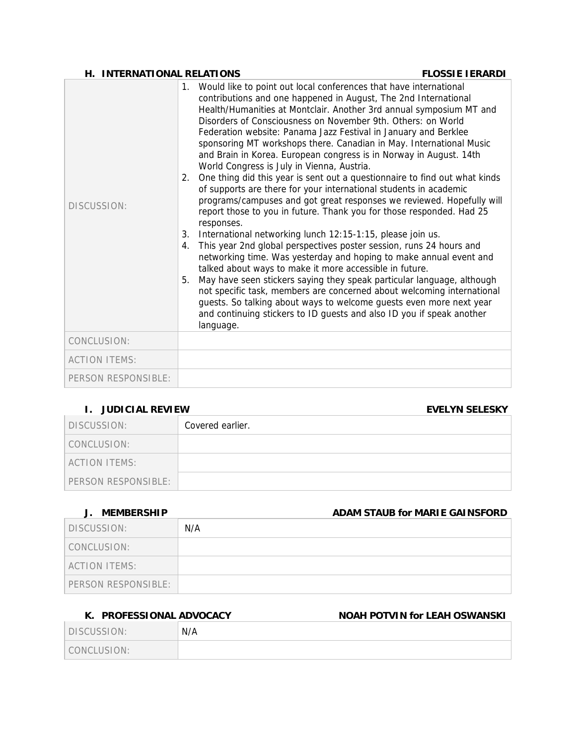### H. INTERNATIONAL RELATIONS — FLOSSIE IERARDI

| | |
|---|---|
| DISCUSSION: | 1. Would like to point out local conferences that have international contributions and one happened in August, The 2nd International Health/Humanities at Montclair. Another 3rd annual symposium MT and Disorders of Consciousness on November 9th. Others: on World Federation website: Panama Jazz Festival in January and Berklee sponsoring MT workshops there. Canadian in May. International Music and Brain in Korea. European congress is in Norway in August. 14th World Congress is July in Vienna, Austria.<br>2. One thing did this year is sent out a questionnaire to find out what kinds of supports are there for your international students in academic programs/campuses and got great responses we reviewed. Hopefully will report those to you in future. Thank you for those responded. Had 25 responses.<br>3. International networking lunch 12:15-1:15, please join us.<br>4. This year 2nd global perspectives poster session, runs 24 hours and networking time. Was yesterday and hoping to make annual event and talked about ways to make it more accessible in future.<br>5. May have seen stickers saying they speak particular language, although not specific task, members are concerned about welcoming international guests. So talking about ways to welcome guests even more next year and continuing stickers to ID guests and also ID you if speak another language. |
| CONCLUSION: | |
| ACTION ITEMS: | |
| PERSON RESPONSIBLE: | |

### I. JUDICIAL REVIEW — EVELYN SELESKY

| | |
|---|---|
| DISCUSSION: | Covered earlier. |
| CONCLUSION: | |
| ACTION ITEMS: | |
| PERSON RESPONSIBLE: | |

### J. MEMBERSHIP — ADAM STAUB for MARIE GAINSFORD

| | |
|---|---|
| DISCUSSION: | N/A |
| CONCLUSION: | |
| ACTION ITEMS: | |
| PERSON RESPONSIBLE: | |

### K. PROFESSIONAL ADVOCACY — NOAH POTVIN for LEAH OSWANSKI

| | |
|---|---|
| DISCUSSION: | N/A |
| CONCLUSION: | |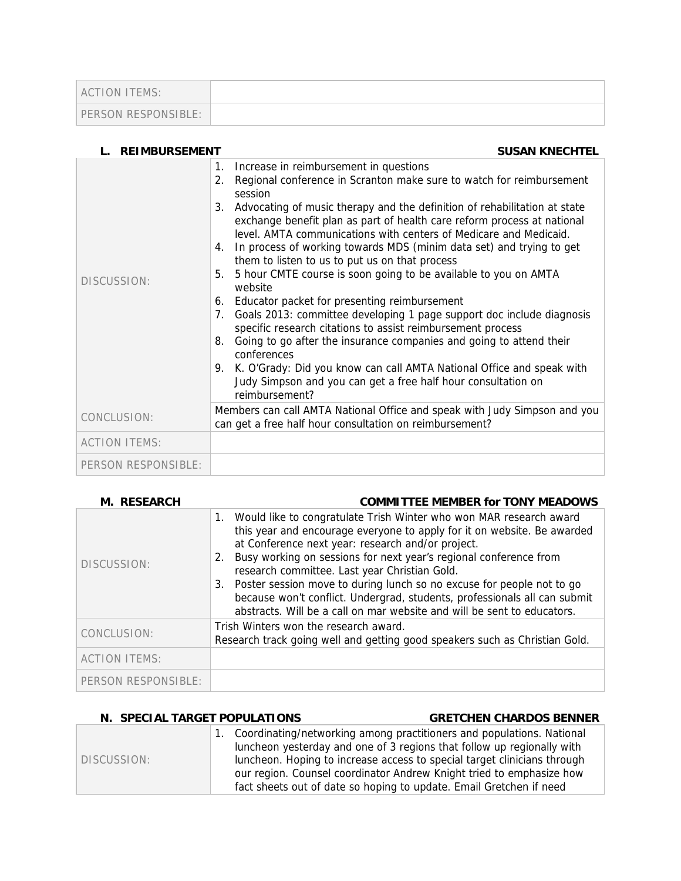| | |
|---|---|
| ACTION ITEMS: | |
| PERSON RESPONSIBLE: | |

**L. REIMBURSEMENT** **SUSAN KNECHTEL**

| | |
|---|---|
| DISCUSSION: | 1. Increase in reimbursement in questions<br>2. Regional conference in Scranton make sure to watch for reimbursement session<br>3. Advocating of music therapy and the definition of rehabilitation at state exchange benefit plan as part of health care reform process at national level. AMTA communications with centers of Medicare and Medicaid.<br>4. In process of working towards MDS (minim data set) and trying to get them to listen to us to put us on that process<br>5. 5 hour CMTE course is soon going to be available to you on AMTA website<br>6. Educator packet for presenting reimbursement<br>7. Goals 2013: committee developing 1 page support doc include diagnosis specific research citations to assist reimbursement process<br>8. Going to go after the insurance companies and going to attend their conferences<br>9. K. O'Grady: Did you know can call AMTA National Office and speak with Judy Simpson and you can get a free half hour consultation on reimbursement? |
| CONCLUSION: | Members can call AMTA National Office and speak with Judy Simpson and you can get a free half hour consultation on reimbursement? |
| ACTION ITEMS: | |
| PERSON RESPONSIBLE: | |

**M. RESEARCH** **COMMITTEE MEMBER for TONY MEADOWS**

| | |
|---|---|
| DISCUSSION: | 1. Would like to congratulate Trish Winter who won MAR research award this year and encourage everyone to apply for it on website. Be awarded at Conference next year: research and/or project.<br>2. Busy working on sessions for next year's regional conference from research committee. Last year Christian Gold.<br>3. Poster session move to during lunch so no excuse for people not to go because won't conflict. Undergrad, students, professionals all can submit abstracts. Will be a call on mar website and will be sent to educators. |
| CONCLUSION: | Trish Winters won the research award.<br>Research track going well and getting good speakers such as Christian Gold. |
| ACTION ITEMS: | |
| PERSON RESPONSIBLE: | |

**N. SPECIAL TARGET POPULATIONS** **GRETCHEN CHARDOS BENNER**

| | |
|---|---|
| DISCUSSION: | 1. Coordinating/networking among practitioners and populations. National luncheon yesterday and one of 3 regions that follow up regionally with luncheon. Hoping to increase access to special target clinicians through our region. Counsel coordinator Andrew Knight tried to emphasize how fact sheets out of date so hoping to update. Email Gretchen if need |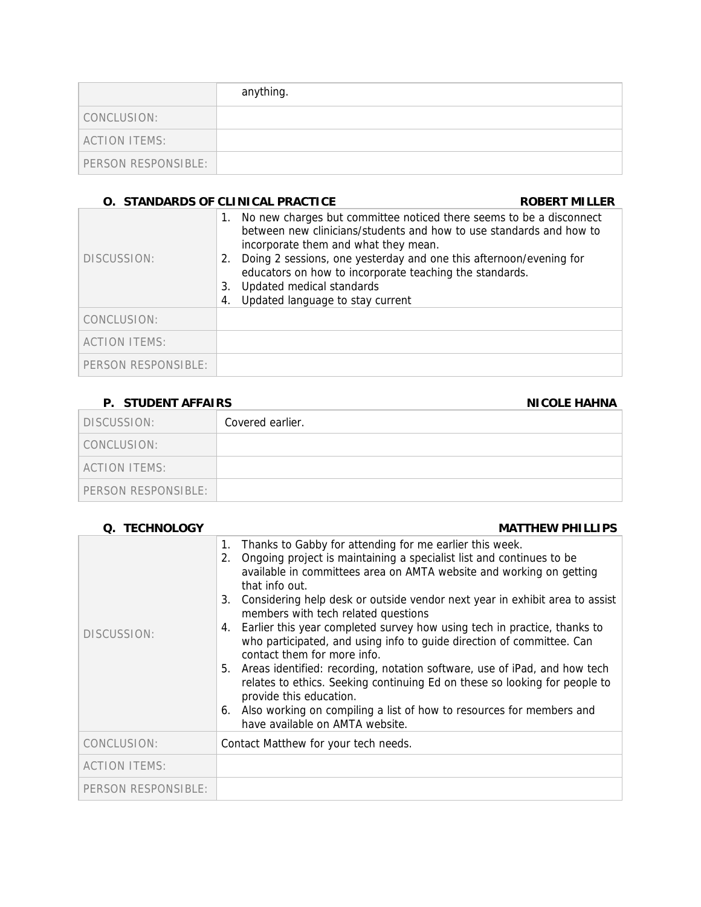| | |
|---|---|
| | anything. |
| CONCLUSION: | |
| ACTION ITEMS: | |
| PERSON RESPONSIBLE: | |

### O. STANDARDS OF CLINICAL PRACTICE — ROBERT MILLER

| | |
|---|---|
| DISCUSSION: | 1. No new charges but committee noticed there seems to be a disconnect between new clinicians/students and how to use standards and how to incorporate them and what they mean.<br>2. Doing 2 sessions, one yesterday and one this afternoon/evening for educators on how to incorporate teaching the standards.<br>3. Updated medical standards<br>4. Updated language to stay current |
| CONCLUSION: | |
| ACTION ITEMS: | |
| PERSON RESPONSIBLE: | |

### P. STUDENT AFFAIRS — NICOLE HAHNA

| | |
|---|---|
| DISCUSSION: | Covered earlier. |
| CONCLUSION: | |
| ACTION ITEMS: | |
| PERSON RESPONSIBLE: | |

### Q. TECHNOLOGY — MATTHEW PHILLIPS

| | |
|---|---|
| DISCUSSION: | 1. Thanks to Gabby for attending for me earlier this week.<br>2. Ongoing project is maintaining a specialist list and continues to be available in committees area on AMTA website and working on getting that info out.<br>3. Considering help desk or outside vendor next year in exhibit area to assist members with tech related questions<br>4. Earlier this year completed survey how using tech in practice, thanks to who participated, and using info to guide direction of committee. Can contact them for more info.<br>5. Areas identified: recording, notation software, use of iPad, and how tech relates to ethics. Seeking continuing Ed on these so looking for people to provide this education.<br>6. Also working on compiling a list of how to resources for members and have available on AMTA website. |
| CONCLUSION: | Contact Matthew for your tech needs. |
| ACTION ITEMS: | |
| PERSON RESPONSIBLE: | |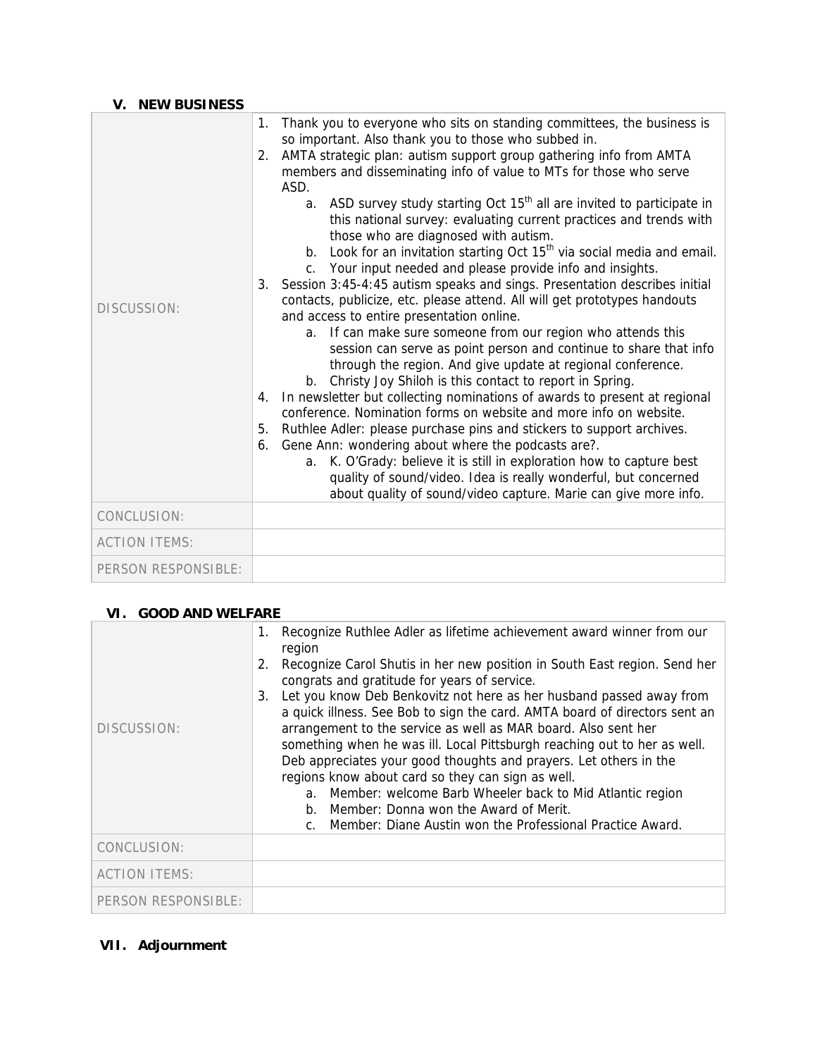### V. NEW BUSINESS

| | |
|---|---|
| DISCUSSION: | 1. Thank you to everyone who sits on standing committees, the business is so important. Also thank you to those who subbed in.<br>2. AMTA strategic plan: autism support group gathering info from AMTA members and disseminating info of value to MTs for those who serve ASD.<br>&nbsp;&nbsp;&nbsp;&nbsp;a. ASD survey study starting Oct 15th all are invited to participate in this national survey: evaluating current practices and trends with those who are diagnosed with autism.<br>&nbsp;&nbsp;&nbsp;&nbsp;b. Look for an invitation starting Oct 15th via social media and email.<br>&nbsp;&nbsp;&nbsp;&nbsp;c. Your input needed and please provide info and insights.<br>3. Session 3:45-4:45 autism speaks and sings. Presentation describes initial contacts, publicize, etc. please attend. All will get prototypes handouts and access to entire presentation online.<br>&nbsp;&nbsp;&nbsp;&nbsp;a. If can make sure someone from our region who attends this session can serve as point person and continue to share that info through the region. And give update at regional conference.<br>&nbsp;&nbsp;&nbsp;&nbsp;b. Christy Joy Shiloh is this contact to report in Spring.<br>4. In newsletter but collecting nominations of awards to present at regional conference. Nomination forms on website and more info on website.<br>5. Ruthlee Adler: please purchase pins and stickers to support archives.<br>6. Gene Ann: wondering about where the podcasts are?.<br>&nbsp;&nbsp;&nbsp;&nbsp;a. K. O'Grady: believe it is still in exploration how to capture best quality of sound/video. Idea is really wonderful, but concerned about quality of sound/video capture. Marie can give more info. |
| CONCLUSION: | |
| ACTION ITEMS: | |
| PERSON RESPONSIBLE: | |

### VI. GOOD AND WELFARE

| | |
|---|---|
| DISCUSSION: | 1. Recognize Ruthlee Adler as lifetime achievement award winner from our region<br>2. Recognize Carol Shutis in her new position in South East region. Send her congrats and gratitude for years of service.<br>3. Let you know Deb Benkovitz not here as her husband passed away from a quick illness. See Bob to sign the card. AMTA board of directors sent an arrangement to the service as well as MAR board. Also sent her something when he was ill. Local Pittsburgh reaching out to her as well. Deb appreciates your good thoughts and prayers. Let others in the regions know about card so they can sign as well.<br>&nbsp;&nbsp;&nbsp;&nbsp;a. Member: welcome Barb Wheeler back to Mid Atlantic region<br>&nbsp;&nbsp;&nbsp;&nbsp;b. Member: Donna won the Award of Merit.<br>&nbsp;&nbsp;&nbsp;&nbsp;c. Member: Diane Austin won the Professional Practice Award. |
| CONCLUSION: | |
| ACTION ITEMS: | |
| PERSON RESPONSIBLE: | |

### VII. Adjournment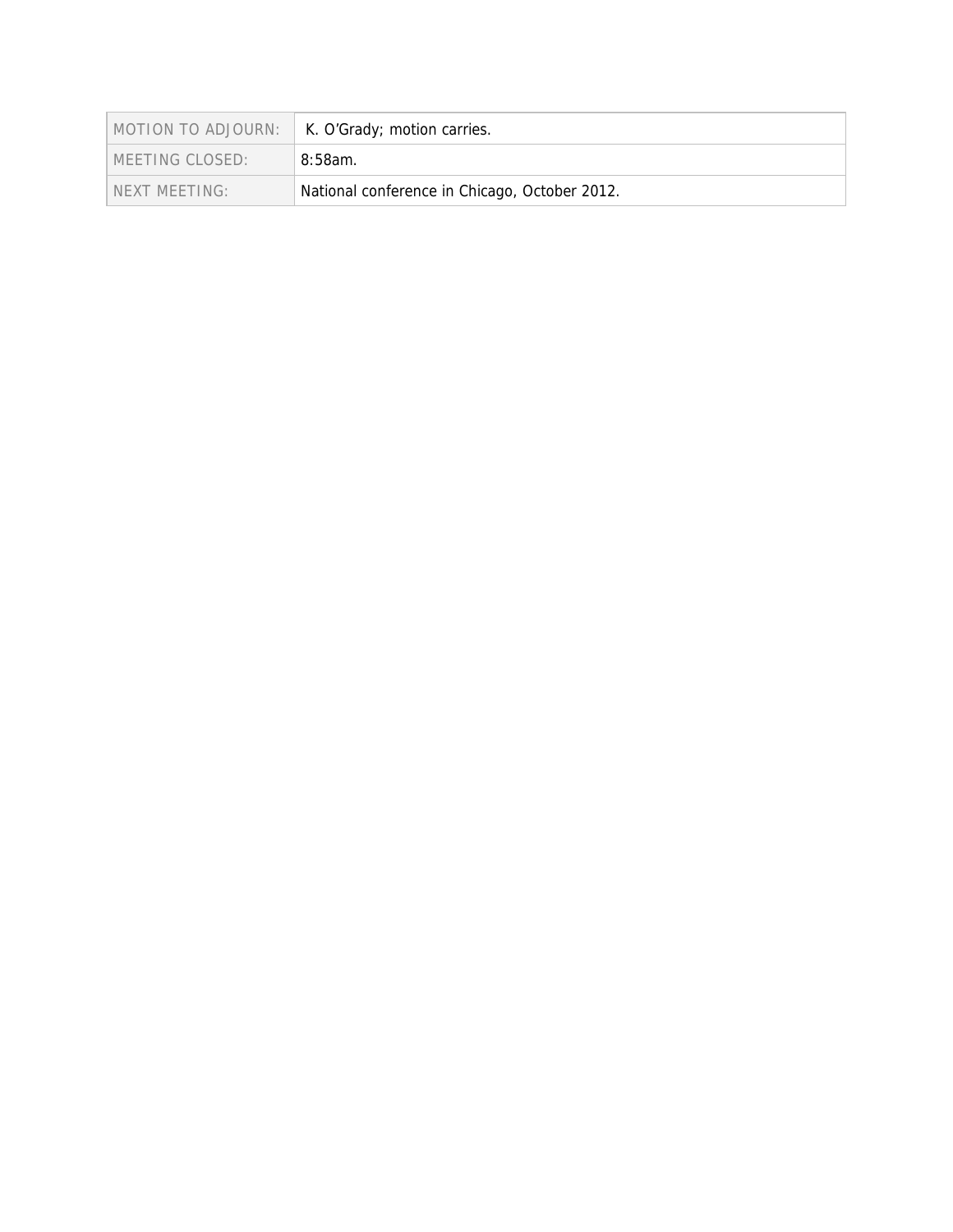| | |
|---|---|
| MOTION TO ADJOURN: | K. O'Grady; motion carries. |
| MEETING CLOSED: | 8:58am. |
| NEXT MEETING: | National conference in Chicago, October 2012. |